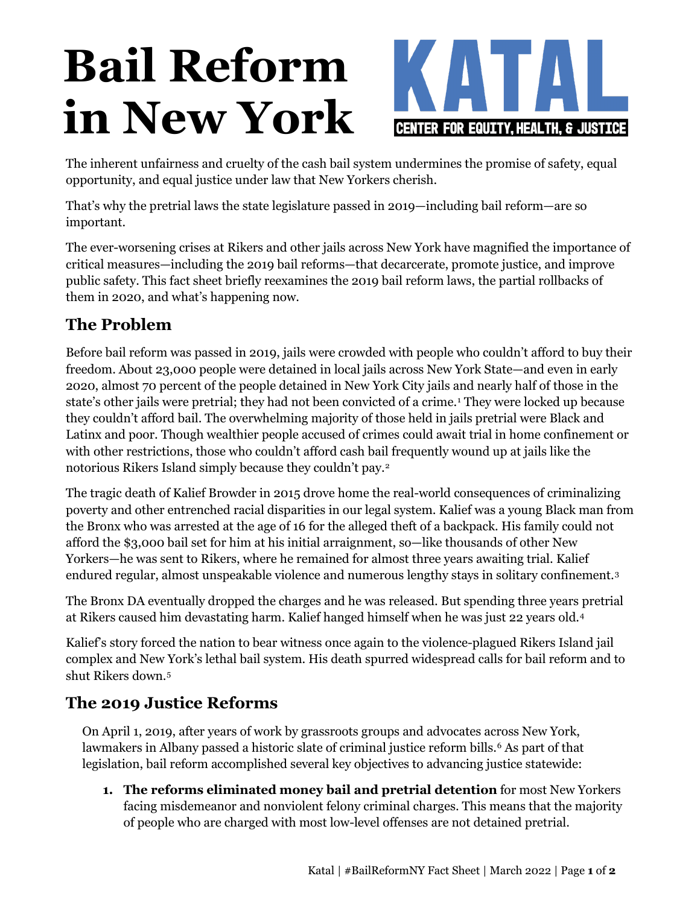# Bail Reform in New York

KATAL
CENTER FOR EQUITY, HEALTH, & JUSTICE

The inherent unfairness and cruelty of the cash bail system undermines the promise of safety, equal opportunity, and equal justice under law that New Yorkers cherish.

That's why the pretrial laws the state legislature passed in 2019—including bail reform—are so important.

The ever-worsening crises at Rikers and other jails across New York have magnified the importance of critical measures—including the 2019 bail reforms—that decarcerate, promote justice, and improve public safety. This fact sheet briefly reexamines the 2019 bail reform laws, the partial rollbacks of them in 2020, and what's happening now.

## The Problem

Before bail reform was passed in 2019, jails were crowded with people who couldn't afford to buy their freedom. About 23,000 people were detained in local jails across New York State—and even in early 2020, almost 70 percent of the people detained in New York City jails and nearly half of those in the state's other jails were pretrial; they had not been convicted of a crime.[1] They were locked up because they couldn't afford bail. The overwhelming majority of those held in jails pretrial were Black and Latinx and poor. Though wealthier people accused of crimes could await trial in home confinement or with other restrictions, those who couldn't afford cash bail frequently wound up at jails like the notorious Rikers Island simply because they couldn't pay.[2]

The tragic death of Kalief Browder in 2015 drove home the real-world consequences of criminalizing poverty and other entrenched racial disparities in our legal system. Kalief was a young Black man from the Bronx who was arrested at the age of 16 for the alleged theft of a backpack. His family could not afford the $3,000 bail set for him at his initial arraignment, so—like thousands of other New Yorkers—he was sent to Rikers, where he remained for almost three years awaiting trial. Kalief endured regular, almost unspeakable violence and numerous lengthy stays in solitary confinement.[3]

The Bronx DA eventually dropped the charges and he was released. But spending three years pretrial at Rikers caused him devastating harm. Kalief hanged himself when he was just 22 years old.[4]

Kalief's story forced the nation to bear witness once again to the violence-plagued Rikers Island jail complex and New York's lethal bail system. His death spurred widespread calls for bail reform and to shut Rikers down.[5]

## The 2019 Justice Reforms

On April 1, 2019, after years of work by grassroots groups and advocates across New York, lawmakers in Albany passed a historic slate of criminal justice reform bills.[6] As part of that legislation, bail reform accomplished several key objectives to advancing justice statewide:

1. **The reforms eliminated money bail and pretrial detention** for most New Yorkers facing misdemeanor and nonviolent felony criminal charges. This means that the majority of people who are charged with most low-level offenses are not detained pretrial.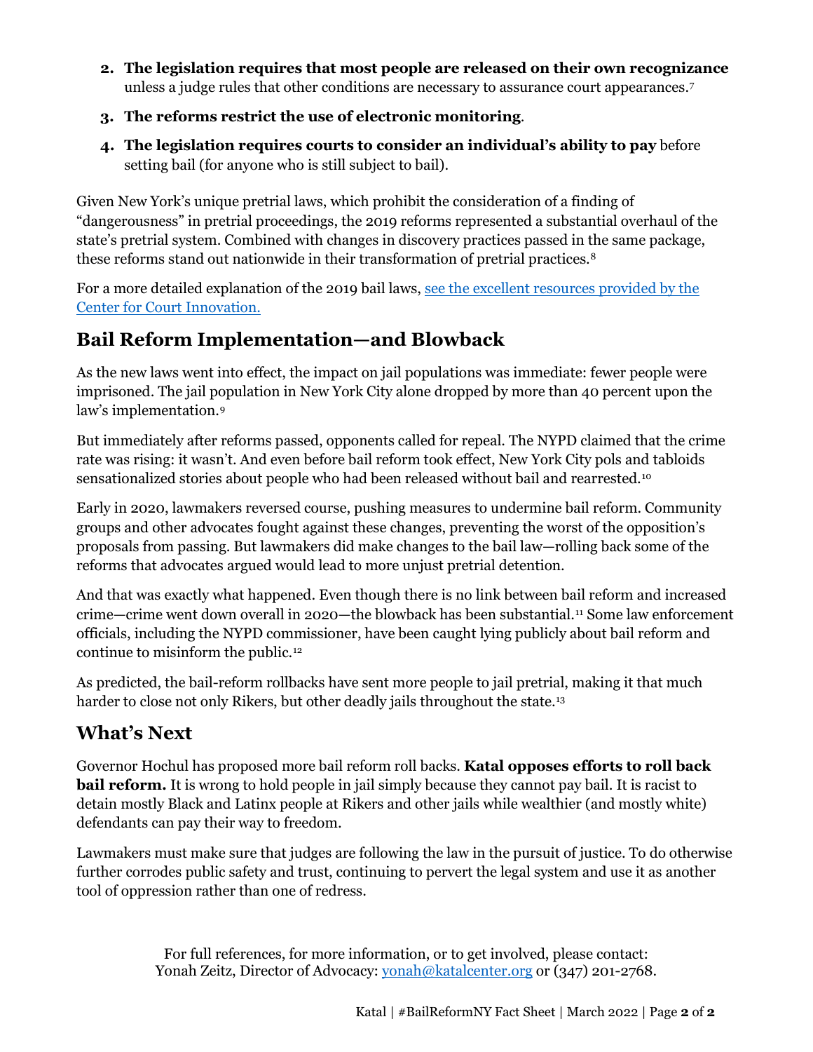2. **The legislation requires that most people are released on their own recognizance** unless a judge rules that other conditions are necessary to assurance court appearances.[7]
3. **The reforms restrict the use of electronic monitoring**.
4. **The legislation requires courts to consider an individual's ability to pay** before setting bail (for anyone who is still subject to bail).

Given New York's unique pretrial laws, which prohibit the consideration of a finding of "dangerousness" in pretrial proceedings, the 2019 reforms represented a substantial overhaul of the state's pretrial system. Combined with changes in discovery practices passed in the same package, these reforms stand out nationwide in their transformation of pretrial practices.[8]

For a more detailed explanation of the 2019 bail laws, [see the excellent resources provided by the Center for Court Innovation.]

## Bail Reform Implementation—and Blowback

As the new laws went into effect, the impact on jail populations was immediate: fewer people were imprisoned. The jail population in New York City alone dropped by more than 40 percent upon the law's implementation.[9]

But immediately after reforms passed, opponents called for repeal. The NYPD claimed that the crime rate was rising: it wasn't. And even before bail reform took effect, New York City pols and tabloids sensationalized stories about people who had been released without bail and rearrested.[10]

Early in 2020, lawmakers reversed course, pushing measures to undermine bail reform. Community groups and other advocates fought against these changes, preventing the worst of the opposition's proposals from passing. But lawmakers did make changes to the bail law—rolling back some of the reforms that advocates argued would lead to more unjust pretrial detention.

And that was exactly what happened. Even though there is no link between bail reform and increased crime—crime went down overall in 2020—the blowback has been substantial.[11] Some law enforcement officials, including the NYPD commissioner, have been caught lying publicly about bail reform and continue to misinform the public.[12]

As predicted, the bail-reform rollbacks have sent more people to jail pretrial, making it that much harder to close not only Rikers, but other deadly jails throughout the state.[13]

## What's Next

Governor Hochul has proposed more bail reform roll backs. **Katal opposes efforts to roll back bail reform.** It is wrong to hold people in jail simply because they cannot pay bail. It is racist to detain mostly Black and Latinx people at Rikers and other jails while wealthier (and mostly white) defendants can pay their way to freedom.

Lawmakers must make sure that judges are following the law in the pursuit of justice. To do otherwise further corrodes public safety and trust, continuing to pervert the legal system and use it as another tool of oppression rather than one of redress.

For full references, for more information, or to get involved, please contact:
Yonah Zeitz, Director of Advocacy: yonah@katalcenter.org or (347) 201-2768.